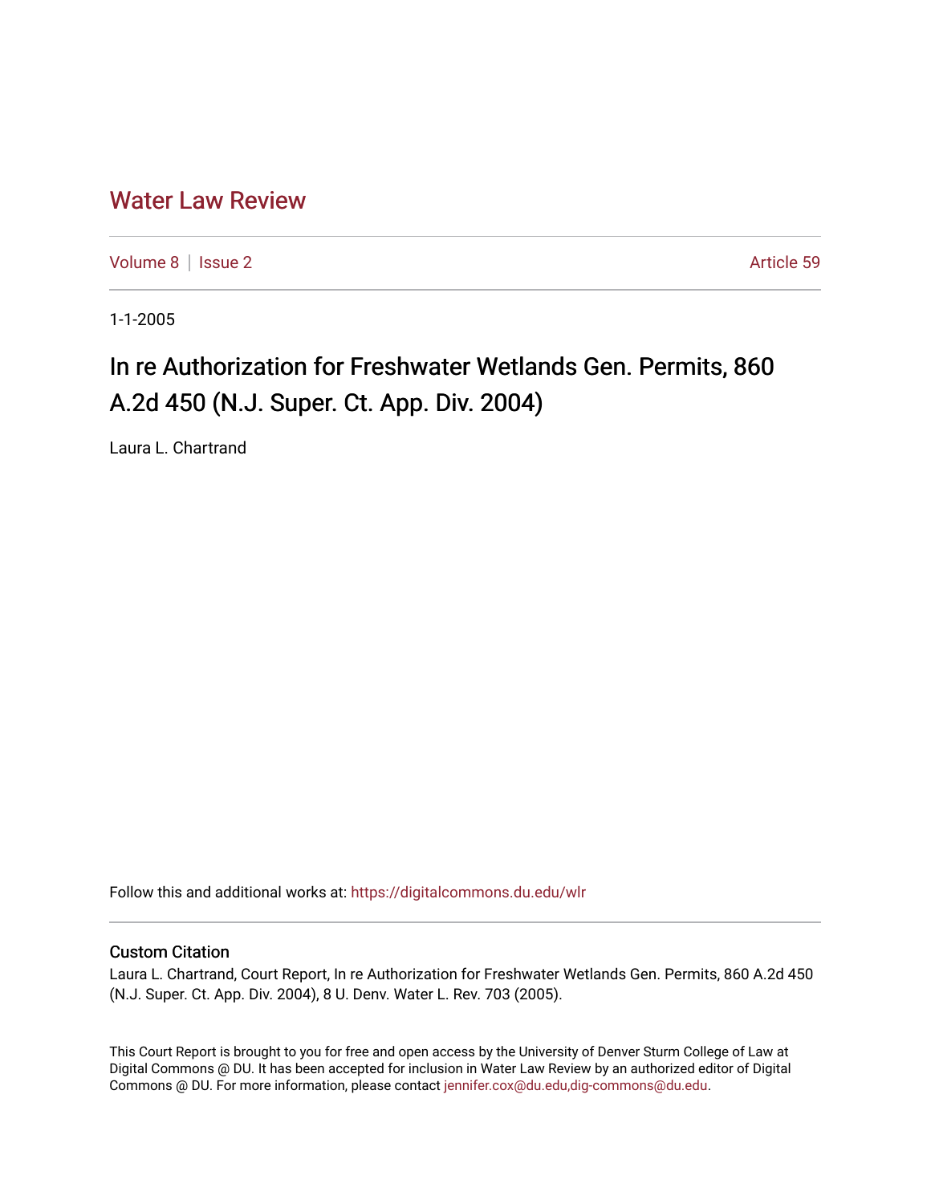# Water Law Review

Volume 8 | Issue 2 Article 59

1-1-2005

## In re Authorization for Freshwater Wetlands Gen. Permits, 860 A.2d 450 (N.J. Super. Ct. App. Div. 2004)

Laura L. Chartrand

Follow this and additional works at: https://digitalcommons.du.edu/wlr

### Custom Citation

Laura L. Chartrand, Court Report, In re Authorization for Freshwater Wetlands Gen. Permits, 860 A.2d 450 (N.J. Super. Ct. App. Div. 2004), 8 U. Denv. Water L. Rev. 703 (2005).

This Court Report is brought to you for free and open access by the University of Denver Sturm College of Law at Digital Commons @ DU. It has been accepted for inclusion in Water Law Review by an authorized editor of Digital Commons @ DU. For more information, please contact jennifer.cox@du.edu,dig-commons@du.edu.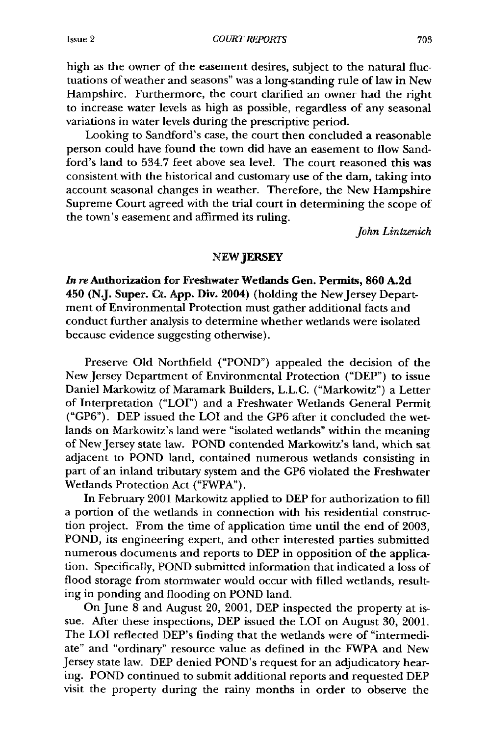high as the owner of the easement desires, subject to the natural fluctuations of weather and seasons" was a long-standing rule of law in New Hampshire. Furthermore, the court clarified an owner had the right to increase water levels as high as possible, regardless of any seasonal variations in water levels during the prescriptive period.

Looking to Sandford's case, the court then concluded a reasonable person could have found the town did have an easement to flow Sandford's land to 534.7 feet above sea level. The court reasoned this was consistent with the historical and customary use of the dam, taking into account seasonal changes in weather. Therefore, the New Hampshire Supreme Court agreed with the trial court in determining the scope of the town's easement and affirmed its ruling.

*John Lintzenich*

## NEW JERSEY

***In re* Authorization for Freshwater Wetlands Gen. Permits, 860 A.2d 450 (N.J. Super. Ct. App. Div. 2004)** (holding the New Jersey Department of Environmental Protection must gather additional facts and conduct further analysis to determine whether wetlands were isolated because evidence suggesting otherwise).

Preserve Old Northfield ("POND") appealed the decision of the New Jersey Department of Environmental Protection ("DEP") to issue Daniel Markowitz of Maramark Builders, L.L.C. ("Markowitz") a Letter of Interpretation ("LOI") and a Freshwater Wetlands General Permit ("GP6"). DEP issued the LOI and the GP6 after it concluded the wetlands on Markowitz's land were "isolated wetlands" within the meaning of New Jersey state law. POND contended Markowitz's land, which sat adjacent to POND land, contained numerous wetlands consisting in part of an inland tributary system and the GP6 violated the Freshwater Wetlands Protection Act ("FWPA").

In February 2001 Markowitz applied to DEP for authorization to fill a portion of the wetlands in connection with his residential construction project. From the time of application time until the end of 2003, POND, its engineering expert, and other interested parties submitted numerous documents and reports to DEP in opposition of the application. Specifically, POND submitted information that indicated a loss of flood storage from stormwater would occur with filled wetlands, resulting in ponding and flooding on POND land.

On June 8 and August 20, 2001, DEP inspected the property at issue. After these inspections, DEP issued the LOI on August 30, 2001. The LOI reflected DEP's finding that the wetlands were of "intermediate" and "ordinary" resource value as defined in the FWPA and New Jersey state law. DEP denied POND's request for an adjudicatory hearing. POND continued to submit additional reports and requested DEP visit the property during the rainy months in order to observe the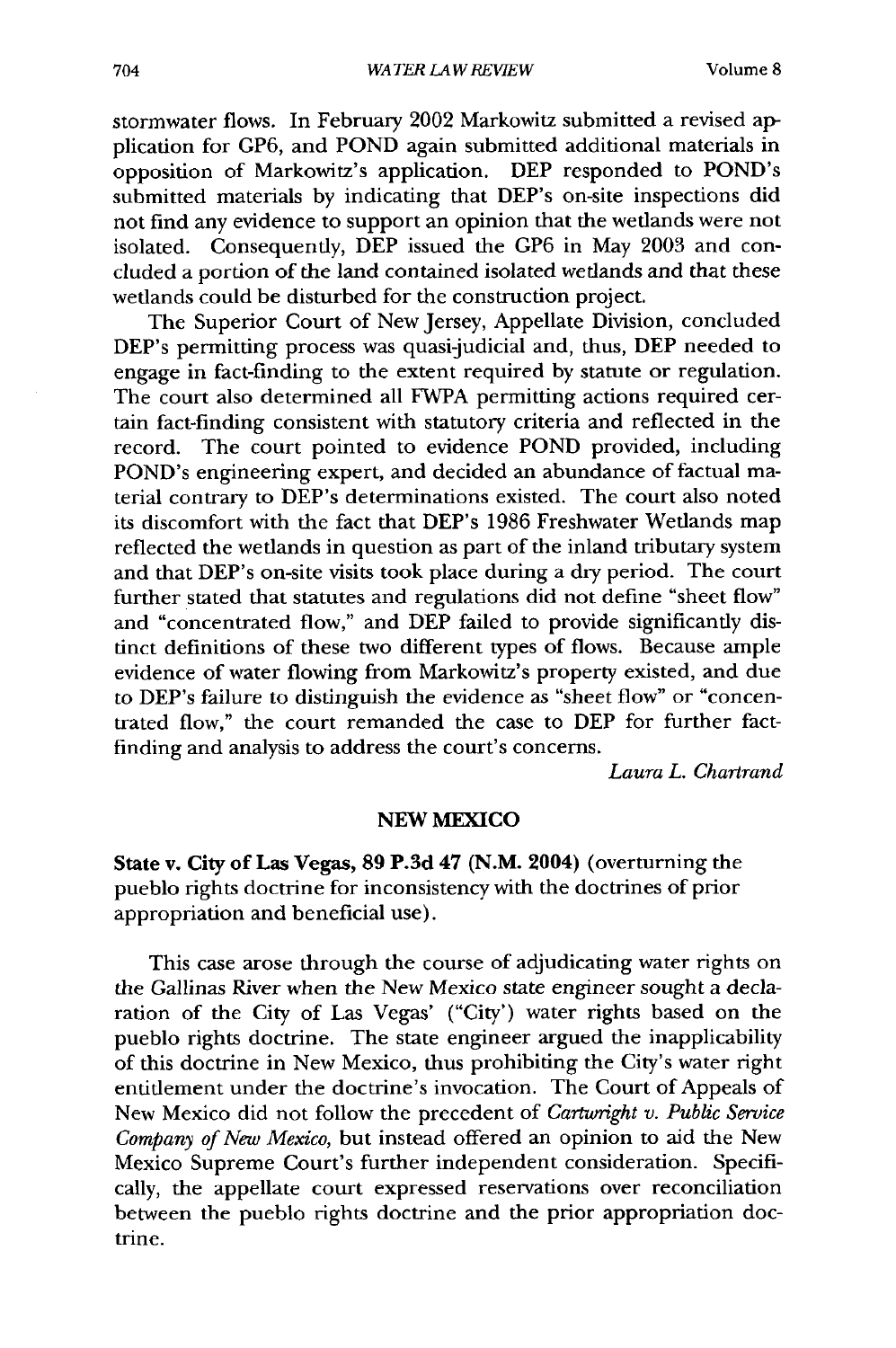stormwater flows. In February 2002 Markowitz submitted a revised application for GP6, and POND again submitted additional materials in opposition of Markowitz's application. DEP responded to POND's submitted materials by indicating that DEP's on-site inspections did not find any evidence to support an opinion that the wetlands were not isolated. Consequently, DEP issued the GP6 in May 2003 and concluded a portion of the land contained isolated wetlands and that these wetlands could be disturbed for the construction project.

The Superior Court of New Jersey, Appellate Division, concluded DEP's permitting process was quasi-judicial and, thus, DEP needed to engage in fact-finding to the extent required by statute or regulation. The court also determined all FWPA permitting actions required certain fact-finding consistent with statutory criteria and reflected in the record. The court pointed to evidence POND provided, including POND's engineering expert, and decided an abundance of factual material contrary to DEP's determinations existed. The court also noted its discomfort with the fact that DEP's 1986 Freshwater Wetlands map reflected the wetlands in question as part of the inland tributary system and that DEP's on-site visits took place during a dry period. The court further stated that statutes and regulations did not define "sheet flow" and "concentrated flow," and DEP failed to provide significantly distinct definitions of these two different types of flows. Because ample evidence of water flowing from Markowitz's property existed, and due to DEP's failure to distinguish the evidence as "sheet flow" or "concentrated flow," the court remanded the case to DEP for further fact-finding and analysis to address the court's concerns.

*Laura L. Chartrand*

## NEW MEXICO

**State v. City of Las Vegas, 89 P.3d 47 (N.M. 2004)** (overturning the pueblo rights doctrine for inconsistency with the doctrines of prior appropriation and beneficial use).

This case arose through the course of adjudicating water rights on the Gallinas River when the New Mexico state engineer sought a declaration of the City of Las Vegas' ("City') water rights based on the pueblo rights doctrine. The state engineer argued the inapplicability of this doctrine in New Mexico, thus prohibiting the City's water right entitlement under the doctrine's invocation. The Court of Appeals of New Mexico did not follow the precedent of *Cartwright v. Public Service Company of New Mexico*, but instead offered an opinion to aid the New Mexico Supreme Court's further independent consideration. Specifically, the appellate court expressed reservations over reconciliation between the pueblo rights doctrine and the prior appropriation doctrine.